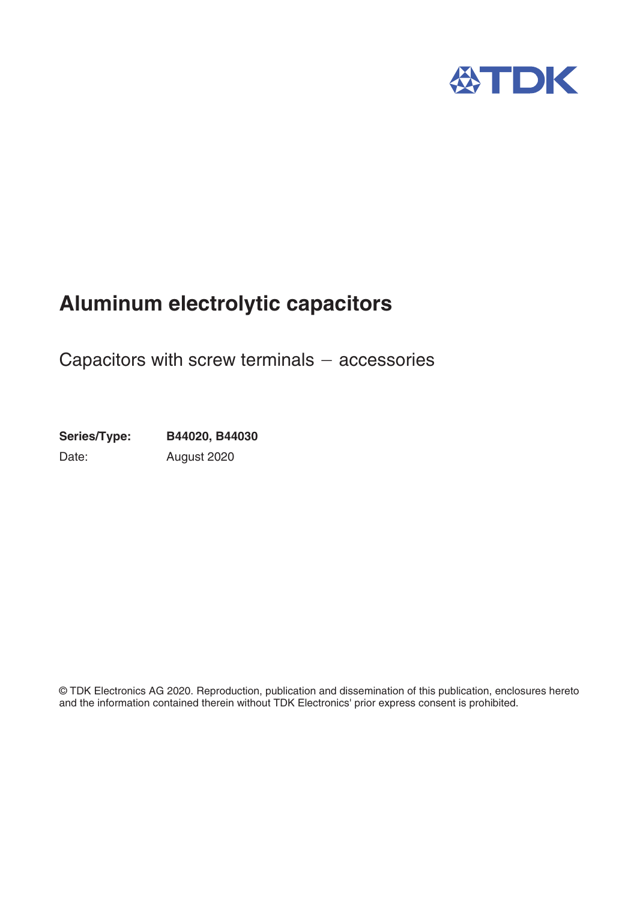# Aluminum electrolytic capacitors

Capacitors with screw terminals − accessories

**Series/Type:** **B44020, B44030**

Date: August 2020

© TDK Electronics AG 2020. Reproduction, publication and dissemination of this publication, enclosures hereto and the information contained therein without TDK Electronics' prior express consent is prohibited.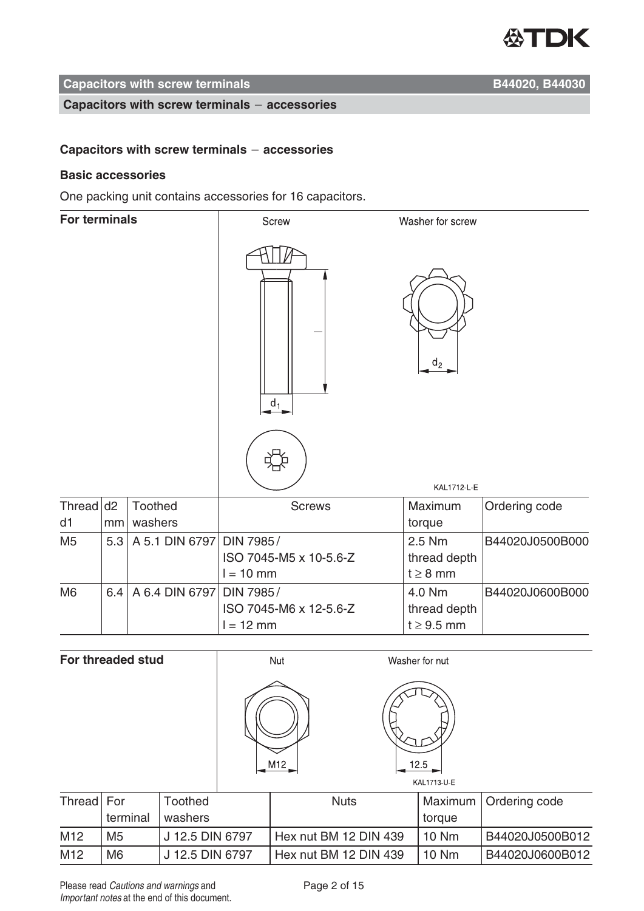## Capacitors with screw terminals − accessories

### Basic accessories

One packing unit contains accessories for 16 capacitors.

**For terminals**

| Thread d1 | d2 mm | Toothed washers | Screws | Maximum torque | Ordering code |
|---|---|---|---|---|---|
| M5 | 5.3 | A 5.1 DIN 6797 | DIN 7985 / ISO 7045-M5 x 10-5.6-Z l = 10 mm | 2.5 Nm thread depth t ≥ 8 mm | B44020J0500B000 |
| M6 | 6.4 | A 6.4 DIN 6797 | DIN 7985 / ISO 7045-M6 x 12-5.6-Z l = 12 mm | 4.0 Nm thread depth t ≥ 9.5 mm | B44020J0600B000 |

**For threaded stud**

| Thread | For terminal | Toothed washers | Nuts | Maximum torque | Ordering code |
|---|---|---|---|---|---|
| M12 | M5 | J 12.5 DIN 6797 | Hex nut BM 12 DIN 439 | 10 Nm | B44020J0500B012 |
| M12 | M6 | J 12.5 DIN 6797 | Hex nut BM 12 DIN 439 | 10 Nm | B44020J0600B012 |

Please read *Cautions and warnings* and *Important notes* at the end of this document.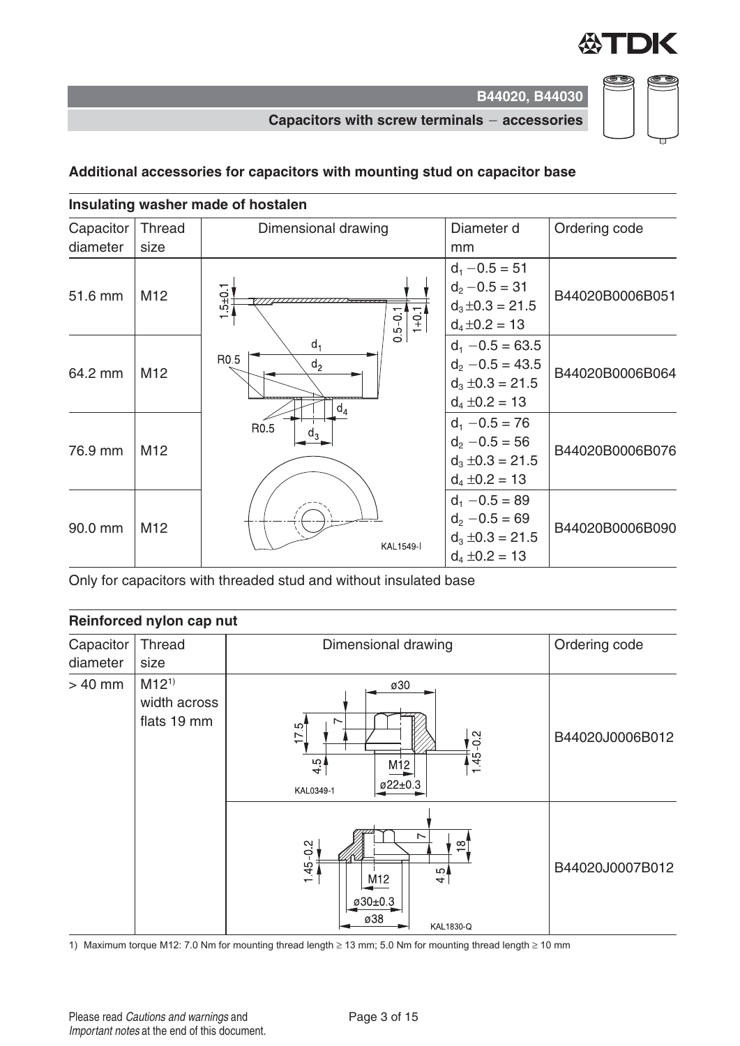## B44020, B44030

### Capacitors with screw terminals − accessories

## Additional accessories for capacitors with mounting stud on capacitor base

### Insulating washer made of hostalen

| Capacitor diameter | Thread size | Dimensional drawing | Diameter d mm | Ordering code |
|---|---|---|---|---|
| 51.6 mm | M12 | KAL1549-I | $d_1$ −0.5 = 51<br>$d_2$ −0.5 = 31<br>$d_3$ ±0.3 = 21.5<br>$d_4$ ±0.2 = 13 | B44020B0006B051 |
| 64.2 mm | M12 | | $d_1$ −0.5 = 63.5<br>$d_2$ −0.5 = 43.5<br>$d_3$ ±0.3 = 21.5<br>$d_4$ ±0.2 = 13 | B44020B0006B064 |
| 76.9 mm | M12 | | $d_1$ −0.5 = 76<br>$d_2$ −0.5 = 56<br>$d_3$ ±0.3 = 21.5<br>$d_4$ ±0.2 = 13 | B44020B0006B076 |
| 90.0 mm | M12 | | $d_1$ −0.5 = 89<br>$d_2$ −0.5 = 69<br>$d_3$ ±0.3 = 21.5<br>$d_4$ ±0.2 = 13 | B44020B0006B090 |

Only for capacitors with threaded stud and without insulated base

### Reinforced nylon cap nut

| Capacitor diameter | Thread size | Dimensional drawing | Ordering code |
|---|---|---|---|
| > 40 mm | M12[1)] width across flats 19 mm | KAL0349-1 | B44020J0006B012 |
| | | KAL1830-Q | B44020J0007B012 |

1) Maximum torque M12: 7.0 Nm for mounting thread length ≥ 13 mm; 5.0 Nm for mounting thread length ≥ 10 mm

Please read *Cautions and warnings* and *Important notes* at the end of this document.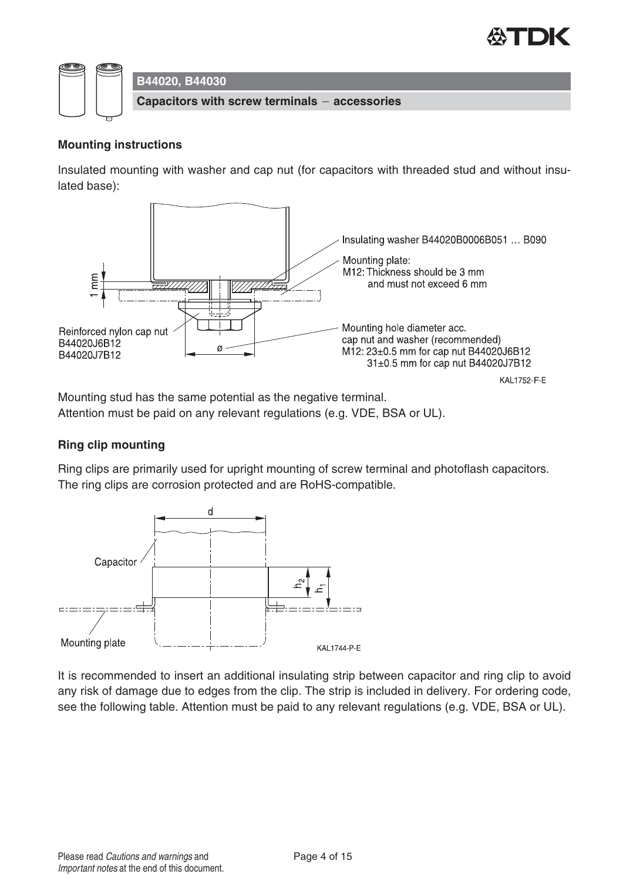## B44020, B44030

**Capacitors with screw terminals − accessories**

### Mounting instructions

Insulated mounting with washer and cap nut (for capacitors with threaded stud and without insulated base):

Insulating washer B44020B0006B051 … B090

Mounting plate:
M12: Thickness should be 3 mm and must not exceed 6 mm

Reinforced nylon cap nut
B44020J6B12
B44020J7B12

Mounting hole diameter acc. cap nut and washer (recommended)
M12: 23±0.5 mm for cap nut B44020J6B12
31±0.5 mm for cap nut B44020J7B12

KAL1752-F-E

Mounting stud has the same potential as the negative terminal.
Attention must be paid on any relevant regulations (e.g. VDE, BSA or UL).

### Ring clip mounting

Ring clips are primarily used for upright mounting of screw terminal and photoflash capacitors.
The ring clips are corrosion protected and are RoHS-compatible.

KAL1744-P-E

It is recommended to insert an additional insulating strip between capacitor and ring clip to avoid any risk of damage due to edges from the clip. The strip is included in delivery. For ordering code, see the following table. Attention must be paid to any relevant regulations (e.g. VDE, BSA or UL).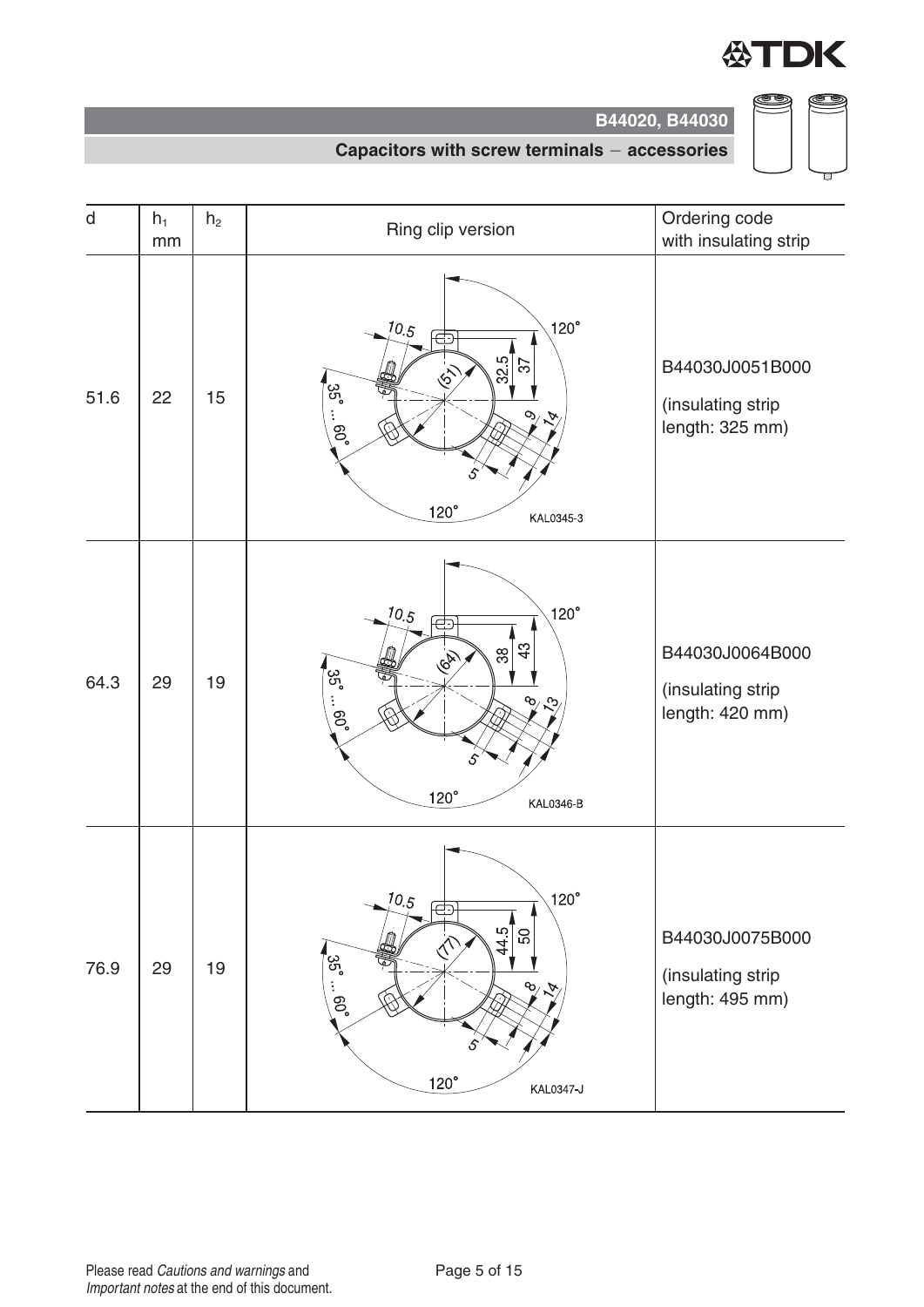## B44020, B44030

### Capacitors with screw terminals − accessories

| d | $h_1$ mm | $h_2$ | Ring clip version | Ordering code with insulating strip |
|---|---|---|---|---|
| 51.6 | 22 | 15 | KAL0345-3 | B44030J0051B000 (insulating strip length: 325 mm) |
| 64.3 | 29 | 19 | KAL0346-B | B44030J0064B000 (insulating strip length: 420 mm) |
| 76.9 | 29 | 19 | KAL0347-J | B44030J0075B000 (insulating strip length: 495 mm) |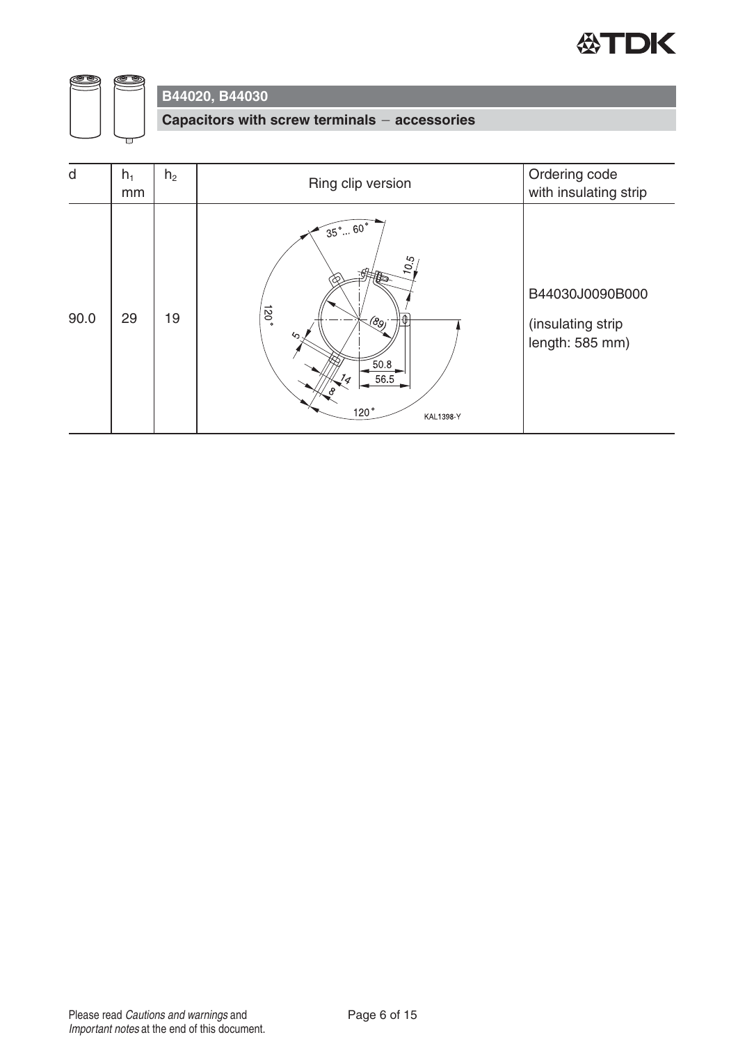## B44020, B44030

### Capacitors with screw terminals − accessories

| d | $h_1$ mm | $h_2$ | Ring clip version | Ordering code with insulating strip |
|---|---|---|---|---|
| 90.0 | 29 | 19 | | B44030J0090B000 (insulating strip length: 585 mm) |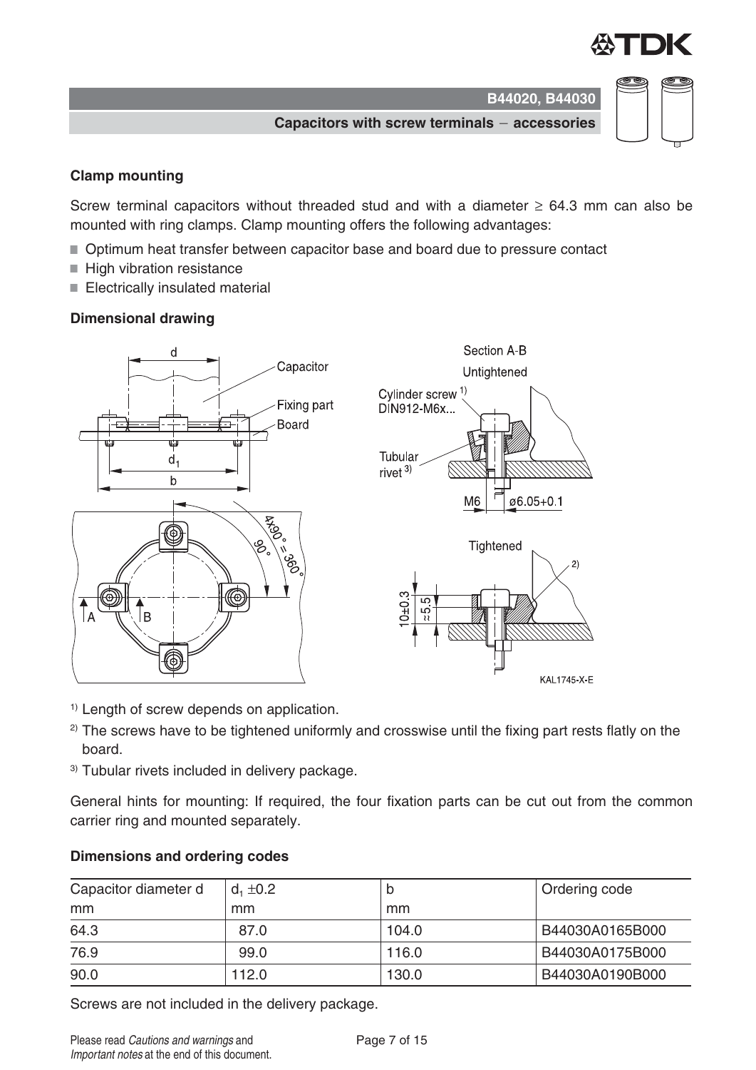## Clamp mounting

Screw terminal capacitors without threaded stud and with a diameter ≥ 64.3 mm can also be mounted with ring clamps. Clamp mounting offers the following advantages:

- Optimum heat transfer between capacitor base and board due to pressure contact
- High vibration resistance
- Electrically insulated material

### Dimensional drawing

[1] Length of screw depends on application.

[2] The screws have to be tightened uniformly and crosswise until the fixing part rests flatly on the board.

[3] Tubular rivets included in delivery package.

General hints for mounting: If required, the four fixation parts can be cut out from the common carrier ring and mounted separately.

### Dimensions and ordering codes

| Capacitor diameter d mm | $d_1$ ±0.2 mm | b mm | Ordering code |
|---|---|---|---|
| 64.3 | 87.0 | 104.0 | B44030A0165B000 |
| 76.9 | 99.0 | 116.0 | B44030A0175B000 |
| 90.0 | 112.0 | 130.0 | B44030A0190B000 |

Screws are not included in the delivery package.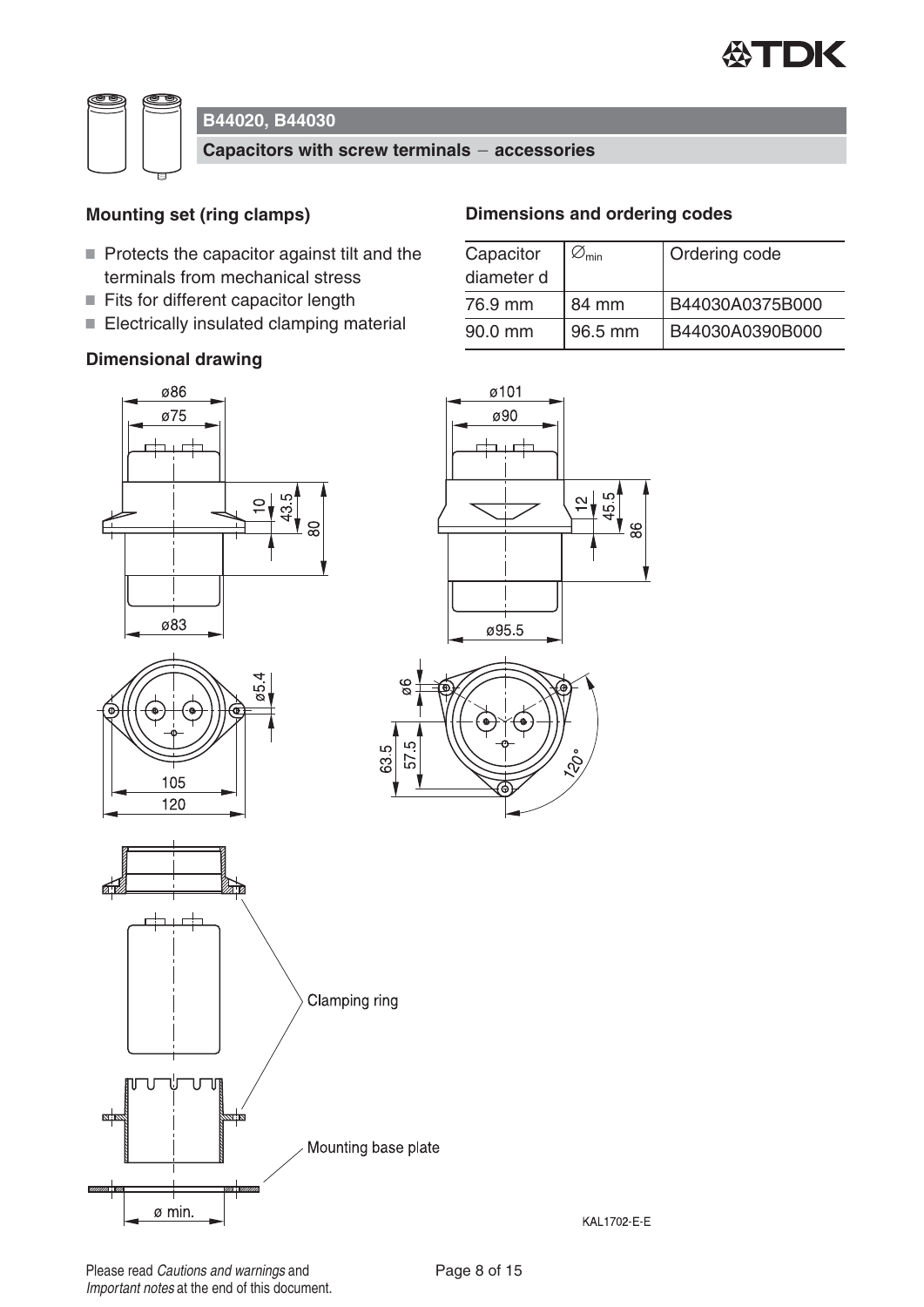## B44020, B44030

### Capacitors with screw terminals − accessories

### Mounting set (ring clamps)

- Protects the capacitor against tilt and the terminals from mechanical stress
- Fits for different capacitor length
- Electrically insulated clamping material

### Dimensions and ordering codes

| Capacitor diameter d | $\varnothing_{min}$ | Ordering code |
|---|---|---|
| 76.9 mm | 84 mm | B44030A0375B000 |
| 90.0 mm | 96.5 mm | B44030A0390B000 |

### Dimensional drawing

KAL1702-E-E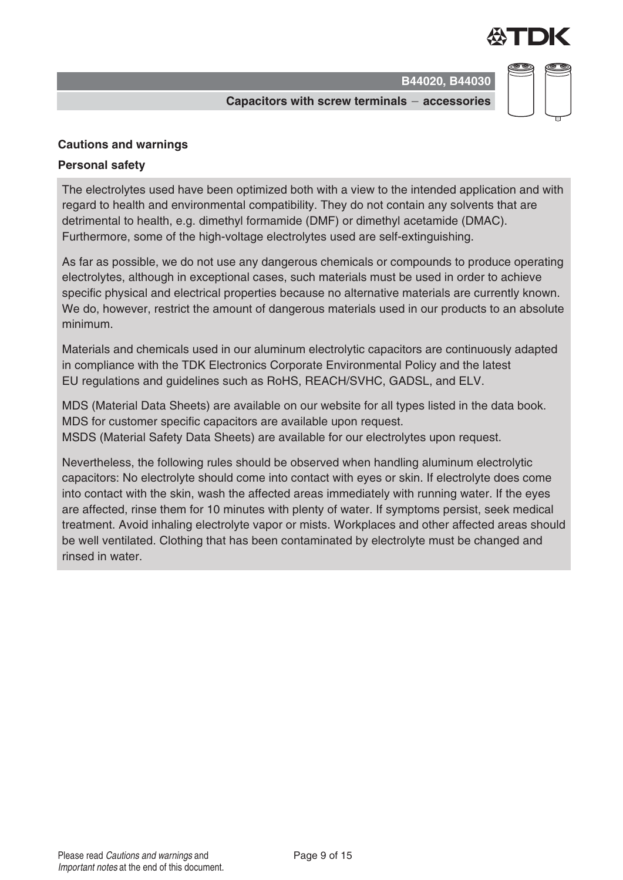## Cautions and warnings

### Personal safety

The electrolytes used have been optimized both with a view to the intended application and with regard to health and environmental compatibility. They do not contain any solvents that are detrimental to health, e.g. dimethyl formamide (DMF) or dimethyl acetamide (DMAC). Furthermore, some of the high-voltage electrolytes used are self-extinguishing.

As far as possible, we do not use any dangerous chemicals or compounds to produce operating electrolytes, although in exceptional cases, such materials must be used in order to achieve specific physical and electrical properties because no alternative materials are currently known. We do, however, restrict the amount of dangerous materials used in our products to an absolute minimum.

Materials and chemicals used in our aluminum electrolytic capacitors are continuously adapted in compliance with the TDK Electronics Corporate Environmental Policy and the latest EU regulations and guidelines such as RoHS, REACH/SVHC, GADSL, and ELV.

MDS (Material Data Sheets) are available on our website for all types listed in the data book. MDS for customer specific capacitors are available upon request.
MSDS (Material Safety Data Sheets) are available for our electrolytes upon request.

Nevertheless, the following rules should be observed when handling aluminum electrolytic capacitors: No electrolyte should come into contact with eyes or skin. If electrolyte does come into contact with the skin, wash the affected areas immediately with running water. If the eyes are affected, rinse them for 10 minutes with plenty of water. If symptoms persist, seek medical treatment. Avoid inhaling electrolyte vapor or mists. Workplaces and other affected areas should be well ventilated. Clothing that has been contaminated by electrolyte must be changed and rinsed in water.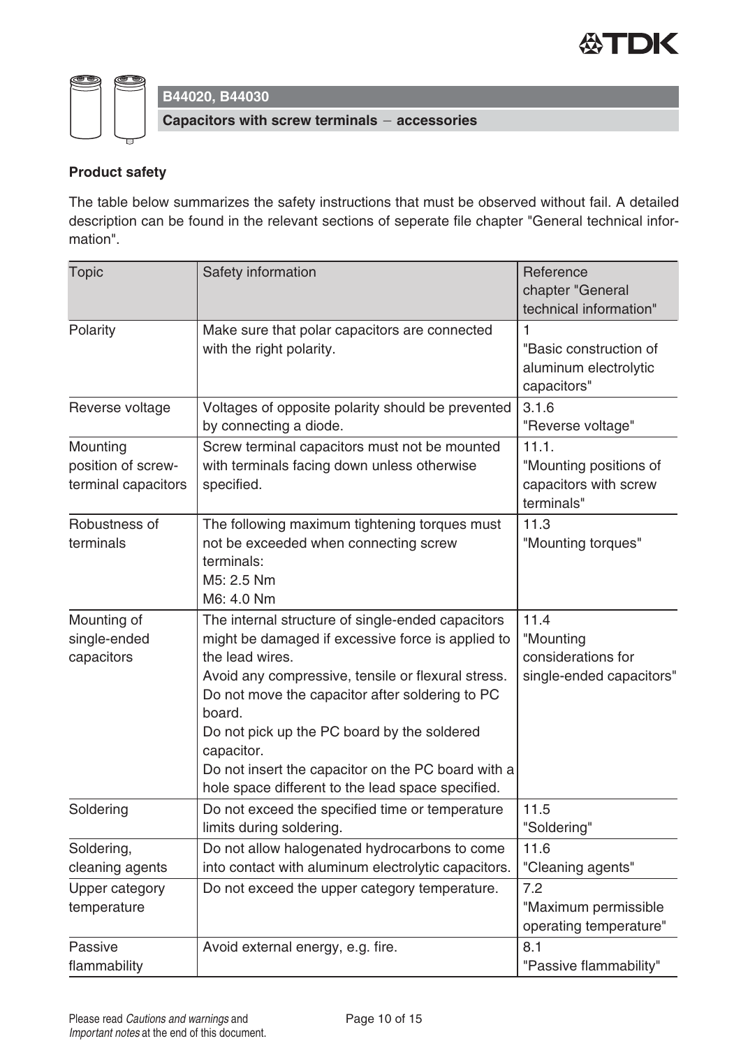## B44020, B44030

### Capacitors with screw terminals − accessories

**Product safety**

The table below summarizes the safety instructions that must be observed without fail. A detailed description can be found in the relevant sections of seperate file chapter "General technical information".

| Topic | Safety information | Reference chapter "General technical information" |
|---|---|---|
| Polarity | Make sure that polar capacitors are connected with the right polarity. | 1 "Basic construction of aluminum electrolytic capacitors" |
| Reverse voltage | Voltages of opposite polarity should be prevented by connecting a diode. | 3.1.6 "Reverse voltage" |
| Mounting position of screw-terminal capacitors | Screw terminal capacitors must not be mounted with terminals facing down unless otherwise specified. | 11.1. "Mounting positions of capacitors with screw terminals" |
| Robustness of terminals | The following maximum tightening torques must not be exceeded when connecting screw terminals:<br>M5: 2.5 Nm<br>M6: 4.0 Nm | 11.3 "Mounting torques" |
| Mounting of single-ended capacitors | The internal structure of single-ended capacitors might be damaged if excessive force is applied to the lead wires.<br>Avoid any compressive, tensile or flexural stress.<br>Do not move the capacitor after soldering to PC board.<br>Do not pick up the PC board by the soldered capacitor.<br>Do not insert the capacitor on the PC board with a hole space different to the lead space specified. | 11.4 "Mounting considerations for single-ended capacitors" |
| Soldering | Do not exceed the specified time or temperature limits during soldering. | 11.5 "Soldering" |
| Soldering, cleaning agents | Do not allow halogenated hydrocarbons to come into contact with aluminum electrolytic capacitors. | 11.6 "Cleaning agents" |
| Upper category temperature | Do not exceed the upper category temperature. | 7.2 "Maximum permissible operating temperature" |
| Passive flammability | Avoid external energy, e.g. fire. | 8.1 "Passive flammability" |

Please read *Cautions and warnings* and *Important notes* at the end of this document.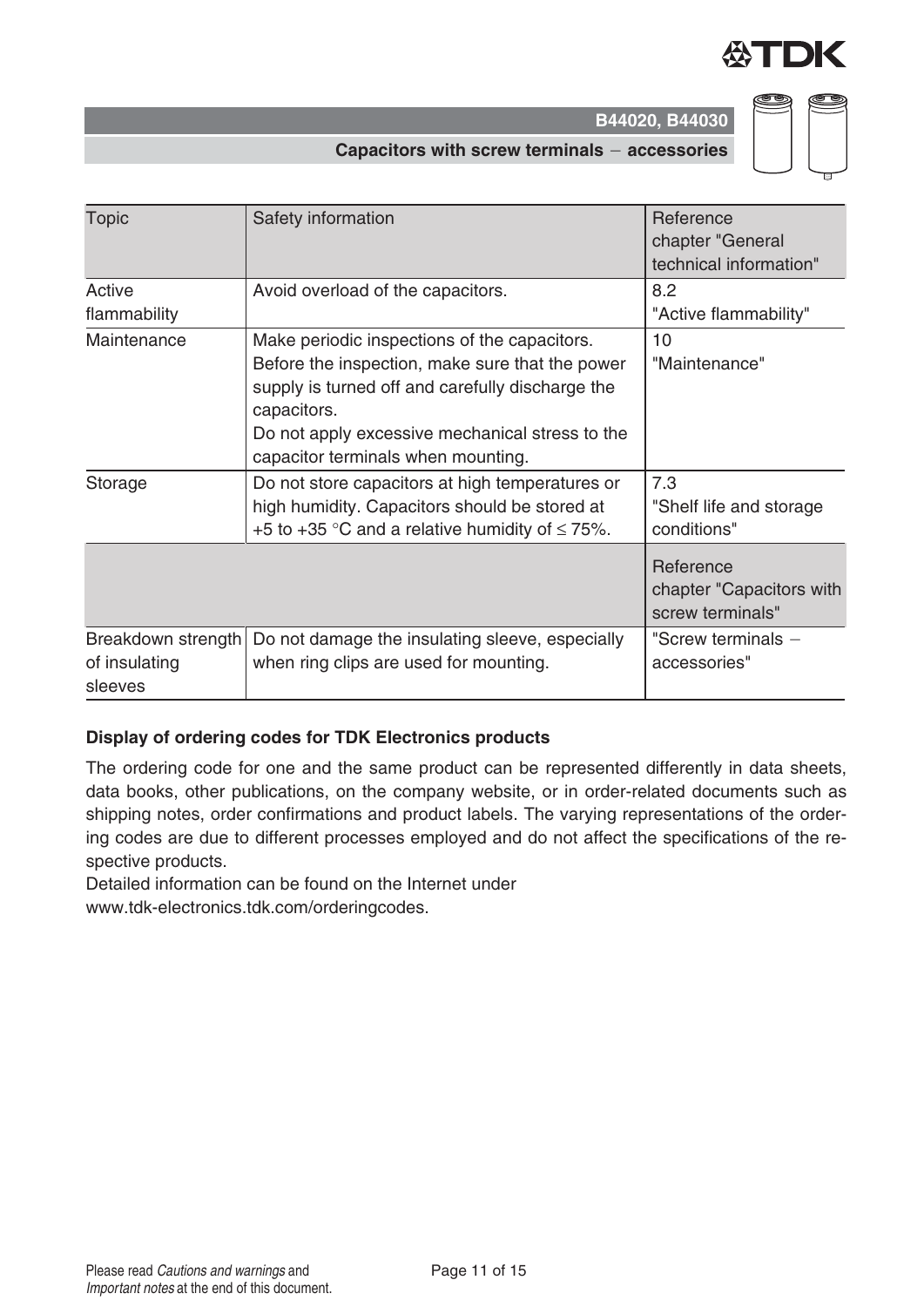| Topic | Safety information | Reference chapter "General technical information" |
| --- | --- | --- |
| Active flammability | Avoid overload of the capacitors. | 8.2 "Active flammability" |
| Maintenance | Make periodic inspections of the capacitors. Before the inspection, make sure that the power supply is turned off and carefully discharge the capacitors. Do not apply excessive mechanical stress to the capacitor terminals when mounting. | 10 "Maintenance" |
| Storage | Do not store capacitors at high temperatures or high humidity. Capacitors should be stored at +5 to +35 °C and a relative humidity of ≤ 75%. | 7.3 "Shelf life and storage conditions" |
| | | Reference chapter "Capacitors with screw terminals" |
| Breakdown strength of insulating sleeves | Do not damage the insulating sleeve, especially when ring clips are used for mounting. | "Screw terminals − accessories" |

**Display of ordering codes for TDK Electronics products**

The ordering code for one and the same product can be represented differently in data sheets, data books, other publications, on the company website, or in order-related documents such as shipping notes, order confirmations and product labels. The varying representations of the ordering codes are due to different processes employed and do not affect the specifications of the respective products.

Detailed information can be found on the Internet under
www.tdk-electronics.tdk.com/orderingcodes.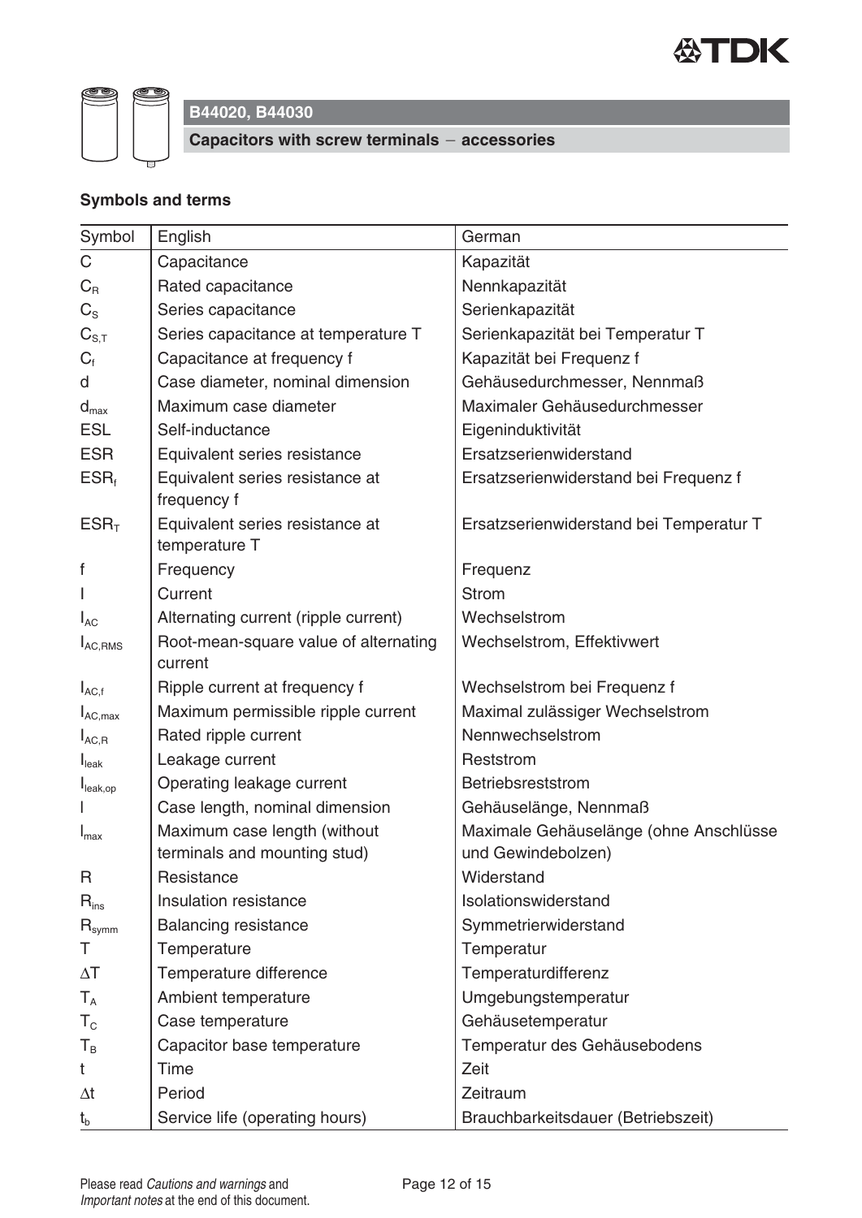## B44020, B44030

### Capacitors with screw terminals − accessories

### Symbols and terms

| Symbol | English | German |
|---|---|---|
| $C$ | Capacitance | Kapazität |
| $C_R$ | Rated capacitance | Nennkapazität |
| $C_S$ | Series capacitance | Serienkapazität |
| $C_{S,T}$ | Series capacitance at temperature T | Serienkapazität bei Temperatur T |
| $C_f$ | Capacitance at frequency f | Kapazität bei Frequenz f |
| $d$ | Case diameter, nominal dimension | Gehäusedurchmesser, Nennmaß |
| $d_{max}$ | Maximum case diameter | Maximaler Gehäusedurchmesser |
| ESL | Self-inductance | Eigeninduktivität |
| ESR | Equivalent series resistance | Ersatzserienwiderstand |
| $ESR_f$ | Equivalent series resistance at frequency f | Ersatzserienwiderstand bei Frequenz f |
| $ESR_T$ | Equivalent series resistance at temperature T | Ersatzserienwiderstand bei Temperatur T |
| $f$ | Frequency | Frequenz |
| $I$ | Current | Strom |
| $I_{AC}$ | Alternating current (ripple current) | Wechselstrom |
| $I_{AC,RMS}$ | Root-mean-square value of alternating current | Wechselstrom, Effektivwert |
| $I_{AC,f}$ | Ripple current at frequency f | Wechselstrom bei Frequenz f |
| $I_{AC,max}$ | Maximum permissible ripple current | Maximal zulässiger Wechselstrom |
| $I_{AC,R}$ | Rated ripple current | Nennwechselstrom |
| $I_{leak}$ | Leakage current | Reststrom |
| $I_{leak,op}$ | Operating leakage current | Betriebsreststrom |
| $l$ | Case length, nominal dimension | Gehäuselänge, Nennmaß |
| $l_{max}$ | Maximum case length (without terminals and mounting stud) | Maximale Gehäuselänge (ohne Anschlüsse und Gewindebolzen) |
| $R$ | Resistance | Widerstand |
| $R_{ins}$ | Insulation resistance | Isolationswiderstand |
| $R_{symm}$ | Balancing resistance | Symmetrierwiderstand |
| $T$ | Temperature | Temperatur |
| $\Delta T$ | Temperature difference | Temperaturdifferenz |
| $T_A$ | Ambient temperature | Umgebungstemperatur |
| $T_C$ | Case temperature | Gehäusetemperatur |
| $T_B$ | Capacitor base temperature | Temperatur des Gehäusebodens |
| $t$ | Time | Zeit |
| $\Delta t$ | Period | Zeitraum |
| $t_b$ | Service life (operating hours) | Brauchbarkeitsdauer (Betriebszeit) |

Please read *Cautions and warnings* and *Important notes* at the end of this document.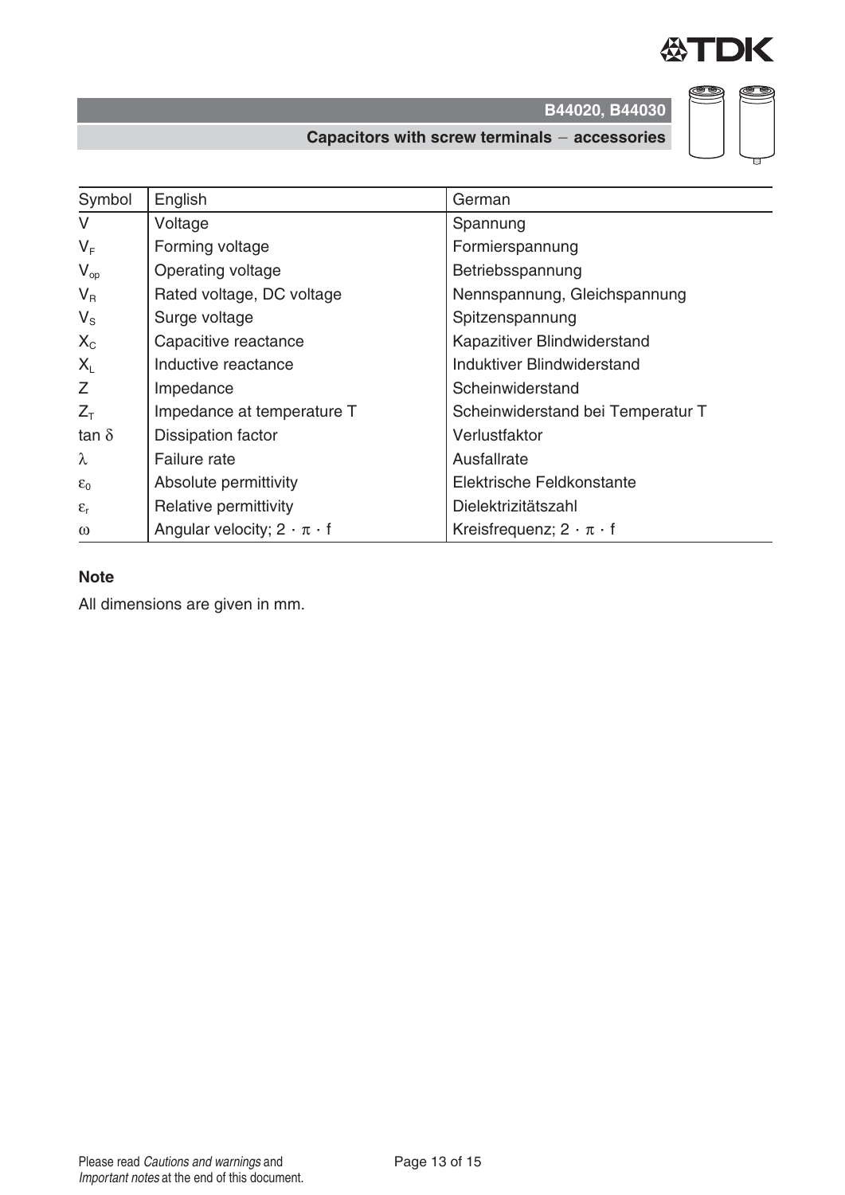| Symbol | English | German |
|---|---|---|
| $V$ | Voltage | Spannung |
| $V_F$ | Forming voltage | Formierspannung |
| $V_{op}$ | Operating voltage | Betriebsspannung |
| $V_R$ | Rated voltage, DC voltage | Nennspannung, Gleichspannung |
| $V_S$ | Surge voltage | Spitzenspannung |
| $X_C$ | Capacitive reactance | Kapazitiver Blindwiderstand |
| $X_L$ | Inductive reactance | Induktiver Blindwiderstand |
| $Z$ | Impedance | Scheinwiderstand |
| $Z_T$ | Impedance at temperature T | Scheinwiderstand bei Temperatur T |
| $\tan \delta$ | Dissipation factor | Verlustfaktor |
| $\lambda$ | Failure rate | Ausfallrate |
| $\varepsilon_0$ | Absolute permittivity | Elektrische Feldkonstante |
| $\varepsilon_r$ | Relative permittivity | Dielektrizitätszahl |
| $\omega$ | Angular velocity; $2 \cdot \pi \cdot f$ | Kreisfrequenz; $2 \cdot \pi \cdot f$ |

**Note**

All dimensions are given in mm.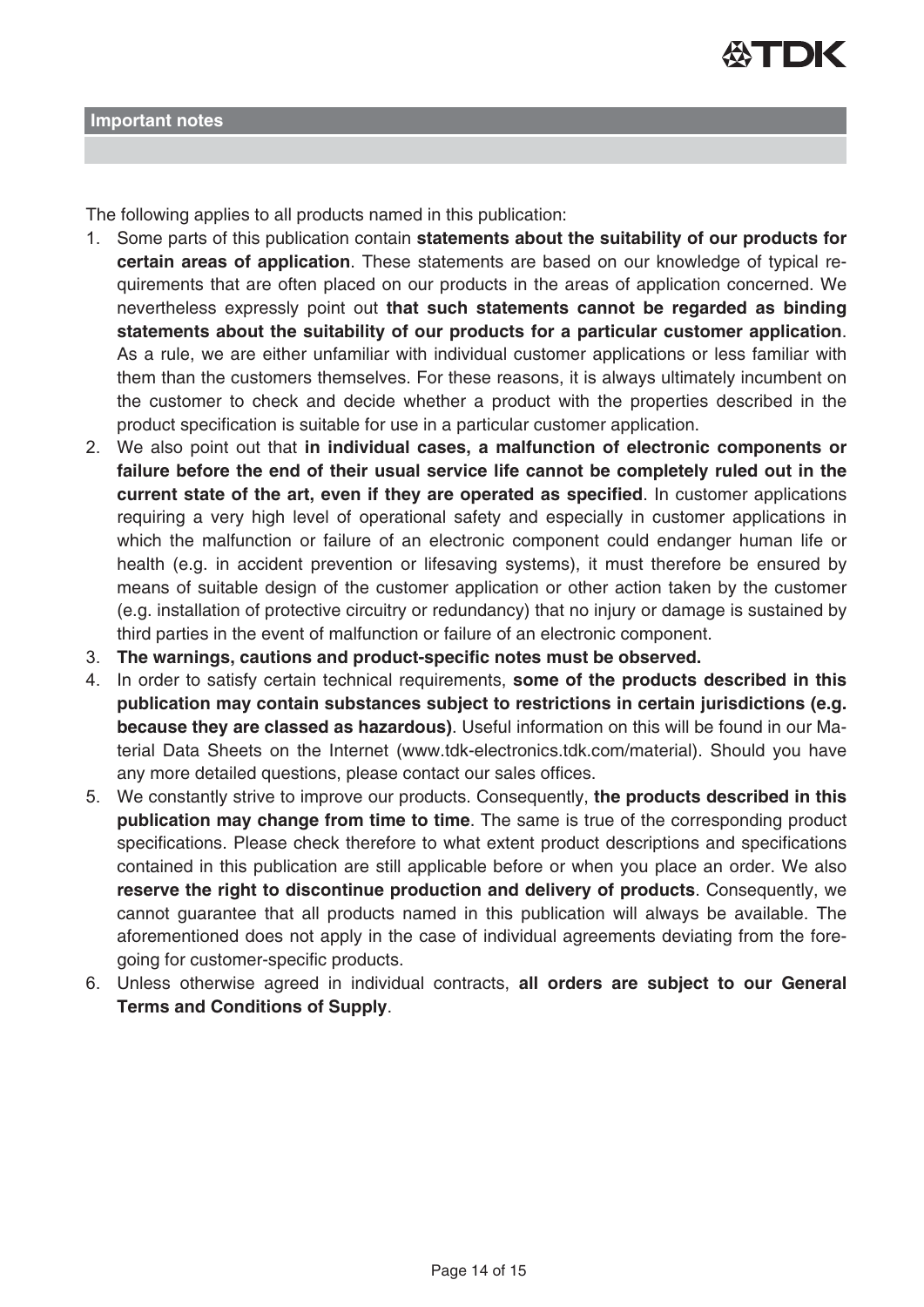## Important notes

The following applies to all products named in this publication:

1. Some parts of this publication contain **statements about the suitability of our products for certain areas of application**. These statements are based on our knowledge of typical requirements that are often placed on our products in the areas of application concerned. We nevertheless expressly point out **that such statements cannot be regarded as binding statements about the suitability of our products for a particular customer application**. As a rule, we are either unfamiliar with individual customer applications or less familiar with them than the customers themselves. For these reasons, it is always ultimately incumbent on the customer to check and decide whether a product with the properties described in the product specification is suitable for use in a particular customer application.
2. We also point out that **in individual cases, a malfunction of electronic components or failure before the end of their usual service life cannot be completely ruled out in the current state of the art, even if they are operated as specified**. In customer applications requiring a very high level of operational safety and especially in customer applications in which the malfunction or failure of an electronic component could endanger human life or health (e.g. in accident prevention or lifesaving systems), it must therefore be ensured by means of suitable design of the customer application or other action taken by the customer (e.g. installation of protective circuitry or redundancy) that no injury or damage is sustained by third parties in the event of malfunction or failure of an electronic component.
3. **The warnings, cautions and product-specific notes must be observed.**
4. In order to satisfy certain technical requirements, **some of the products described in this publication may contain substances subject to restrictions in certain jurisdictions (e.g. because they are classed as hazardous)**. Useful information on this will be found in our Material Data Sheets on the Internet (www.tdk-electronics.tdk.com/material). Should you have any more detailed questions, please contact our sales offices.
5. We constantly strive to improve our products. Consequently, **the products described in this publication may change from time to time**. The same is true of the corresponding product specifications. Please check therefore to what extent product descriptions and specifications contained in this publication are still applicable before or when you place an order. We also **reserve the right to discontinue production and delivery of products**. Consequently, we cannot guarantee that all products named in this publication will always be available. The aforementioned does not apply in the case of individual agreements deviating from the foregoing for customer-specific products.
6. Unless otherwise agreed in individual contracts, **all orders are subject to our General Terms and Conditions of Supply**.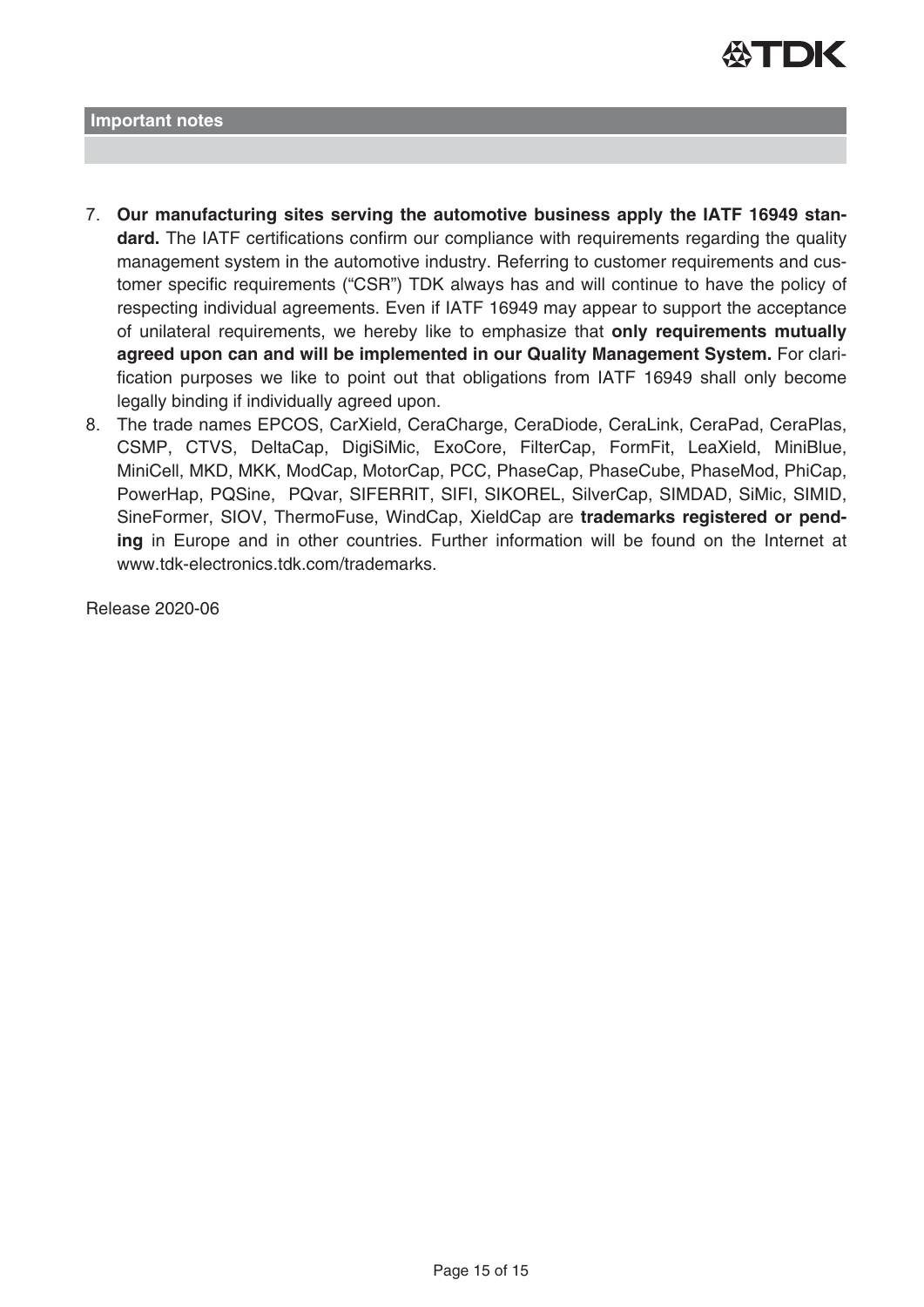## Important notes

7. **Our manufacturing sites serving the automotive business apply the IATF 16949 standard.** The IATF certifications confirm our compliance with requirements regarding the quality management system in the automotive industry. Referring to customer requirements and customer specific requirements ("CSR") TDK always has and will continue to have the policy of respecting individual agreements. Even if IATF 16949 may appear to support the acceptance of unilateral requirements, we hereby like to emphasize that **only requirements mutually agreed upon can and will be implemented in our Quality Management System.** For clarification purposes we like to point out that obligations from IATF 16949 shall only become legally binding if individually agreed upon.
8. The trade names EPCOS, CarXield, CeraCharge, CeraDiode, CeraLink, CeraPad, CeraPlas, CSMP, CTVS, DeltaCap, DigiSiMic, ExoCore, FilterCap, FormFit, LeaXield, MiniBlue, MiniCell, MKD, MKK, ModCap, MotorCap, PCC, PhaseCap, PhaseCube, PhaseMod, PhiCap, PowerHap, PQSine, PQvar, SIFERRIT, SIFI, SIKOREL, SilverCap, SIMDAD, SiMic, SIMID, SineFormer, SIOV, ThermoFuse, WindCap, XieldCap are **trademarks registered or pending** in Europe and in other countries. Further information will be found on the Internet at www.tdk-electronics.tdk.com/trademarks.

Release 2020-06